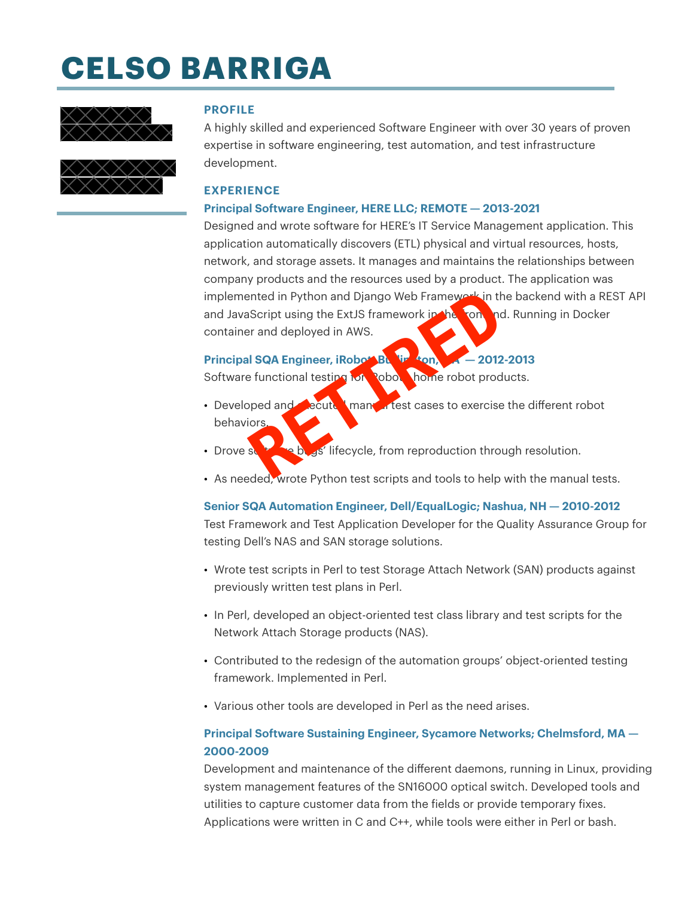# CELSO BARRIGA

**RETIRED**

## PROFILE

A highly skilled and experienced Software Engineer with over 30 years of proven expertise in software engineering, test automation, and test infrastructure development.

## EXPERIENCE

### Principal Software Engineer, HERE LLC; REMOTE — 2013-2021

Designed and wrote software for HERE's IT Service Management application. This application automatically discovers (ETL) physical and virtual resources, hosts, network, and storage assets. It manages and maintains the relationships between company products and the resources used by a product. The application was implemented in Python and Django Web Framework in the backend with a REST API and JavaScript using the ExtJS framework in the frontend. Running in Docker container and deployed in AWS.

### Principal SQA Engineer, iRobot; Burlington, MA — 2012-2013

Software functional testing for iRobot's home robot products.

- Developed and executed manual test cases to exercise the different robot behaviors.
- Drove software bugs' lifecycle, from reproduction through resolution.
- As needed, wrote Python test scripts and tools to help with the manual tests.

### Senior SQA Automation Engineer, Dell/EqualLogic; Nashua, NH — 2010-2012

Test Framework and Test Application Developer for the Quality Assurance Group for testing Dell's NAS and SAN storage solutions.

- Wrote test scripts in Perl to test Storage Attach Network (SAN) products against previously written test plans in Perl.
- In Perl, developed an object-oriented test class library and test scripts for the Network Attach Storage products (NAS).
- Contributed to the redesign of the automation groups' object-oriented testing framework. Implemented in Perl.
- Various other tools are developed in Perl as the need arises.

### Principal Software Sustaining Engineer, Sycamore Networks; Chelmsford, MA — 2000-2009

Development and maintenance of the different daemons, running in Linux, providing system management features of the SN16000 optical switch. Developed tools and utilities to capture customer data from the fields or provide temporary fixes. Applications were written in C and C++, while tools were either in Perl or bash.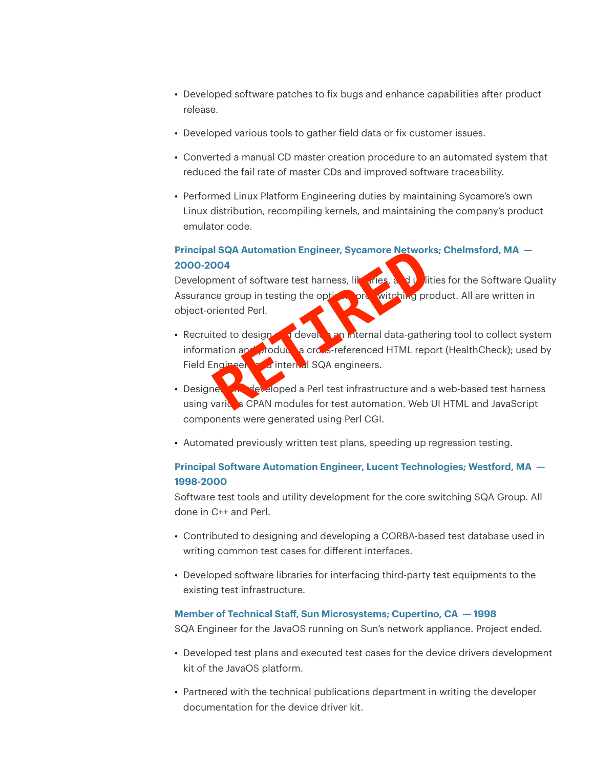- Developed software patches to fix bugs and enhance capabilities after product release.
- Developed various tools to gather field data or fix customer issues.
- Converted a manual CD master creation procedure to an automated system that reduced the fail rate of master CDs and improved software traceability.
- Performed Linux Platform Engineering duties by maintaining Sycamore's own Linux distribution, recompiling kernels, and maintaining the company's product emulator code.

### Principal SQA Automation Engineer, Sycamore Networks; Chelmsford, MA — 2000-2004

Development of software test harness, libraries, and utilities for the Software Quality Assurance group in testing the optical core switching product. All are written in object-oriented Perl.

- Recruited to design and develop an internal data-gathering tool to collect system information and produce a cross-referenced HTML report (HealthCheck); used by Field Engineers and internal SQA engineers.
- Designed and developed a Perl test infrastructure and a web-based test harness using various CPAN modules for test automation. Web UI HTML and JavaScript components were generated using Perl CGI.
- Automated previously written test plans, speeding up regression testing.

### Principal Software Automation Engineer, Lucent Technologies; Westford, MA — 1998-2000

Software test tools and utility development for the core switching SQA Group. All done in C++ and Perl.

- Contributed to designing and developing a CORBA-based test database used in writing common test cases for different interfaces.
- Developed software libraries for interfacing third-party test equipments to the existing test infrastructure.

### Member of Technical Staff, Sun Microsystems; Cupertino, CA — 1998

SQA Engineer for the JavaOS running on Sun's network appliance. Project ended.

- Developed test plans and executed test cases for the device drivers development kit of the JavaOS platform.
- Partnered with the technical publications department in writing the developer documentation for the device driver kit.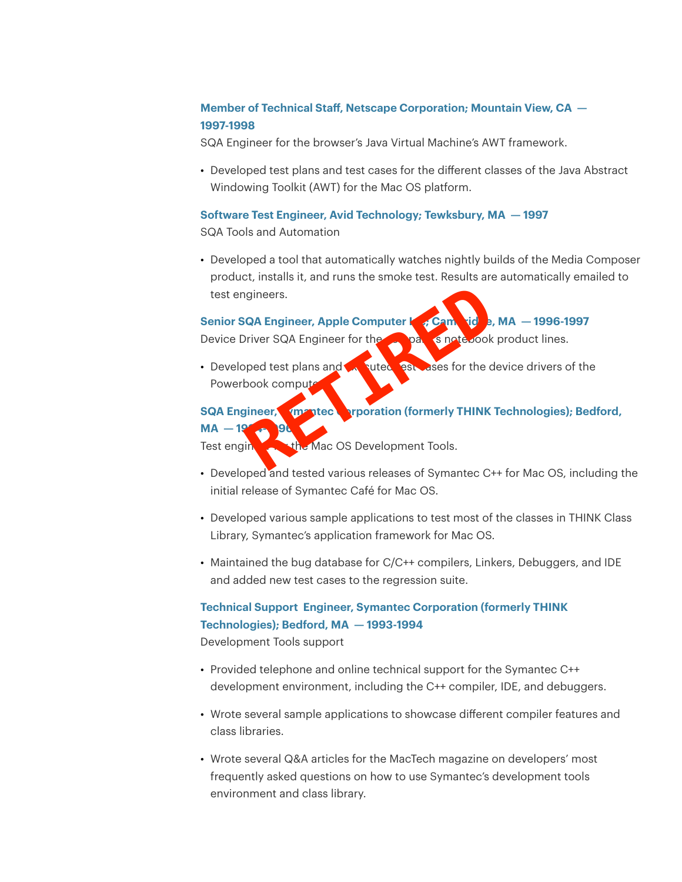**Member of Technical Staff, Netscape Corporation; Mountain View, CA — 1997-1998**

SQA Engineer for the browser's Java Virtual Machine's AWT framework.

- Developed test plans and test cases for the different classes of the Java Abstract Windowing Toolkit (AWT) for the Mac OS platform.

**Software Test Engineer, Avid Technology; Tewksbury, MA — 1997**

SQA Tools and Automation

- Developed a tool that automatically watches nightly builds of the Media Composer product, installs it, and runs the smoke test. Results are automatically emailed to test engineers.

RETIRED

**Senior SQA Engineer, Apple Computer Inc; Cambridge, MA — 1996-1997**

Device Driver SQA Engineer for the company's notebook product lines.

- Developed test plans and executed test cases for the device drivers of the Powerbook computers.

**SQA Engineer, Symantec Corporation (formerly THINK Technologies); Bedford, MA — 1994-1996**

Test engineer for the Mac OS Development Tools.

- Developed and tested various releases of Symantec C++ for Mac OS, including the initial release of Symantec Café for Mac OS.
- Developed various sample applications to test most of the classes in THINK Class Library, Symantec's application framework for Mac OS.
- Maintained the bug database for C/C++ compilers, Linkers, Debuggers, and IDE and added new test cases to the regression suite.

**Technical Support Engineer, Symantec Corporation (formerly THINK Technologies); Bedford, MA — 1993-1994**

Development Tools support

- Provided telephone and online technical support for the Symantec C++ development environment, including the C++ compiler, IDE, and debuggers.
- Wrote several sample applications to showcase different compiler features and class libraries.
- Wrote several Q&A articles for the MacTech magazine on developers' most frequently asked questions on how to use Symantec's development tools environment and class library.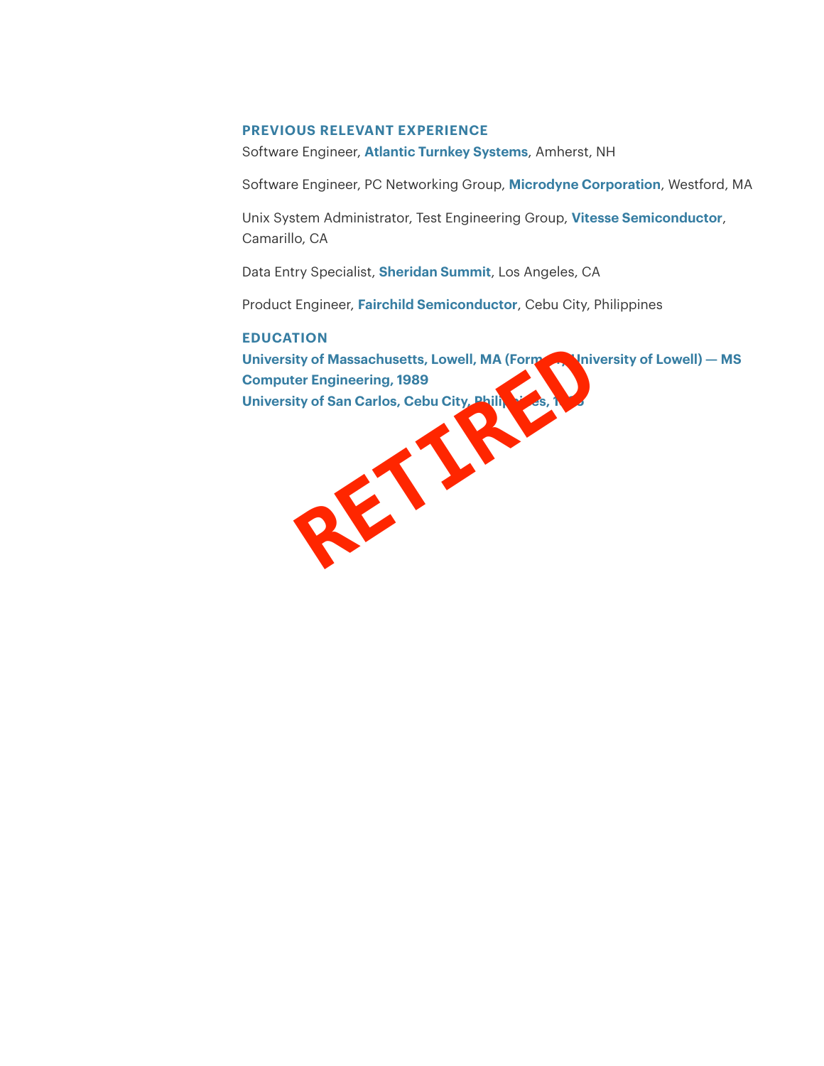## PREVIOUS RELEVANT EXPERIENCE

Software Engineer, **Atlantic Turnkey Systems**, Amherst, NH

Software Engineer, PC Networking Group, **Microdyne Corporation**, Westford, MA

Unix System Administrator, Test Engineering Group, **Vitesse Semiconductor**, Camarillo, CA

Data Entry Specialist, **Sheridan Summit**, Los Angeles, CA

Product Engineer, **Fairchild Semiconductor**, Cebu City, Philippines

## EDUCATION

**University of Massachusetts, Lowell, MA (Formerly University of Lowell) — MS Computer Engineering, 1989**
**University of San Carlos, Cebu City, Philippines, 1985**

RETIRED